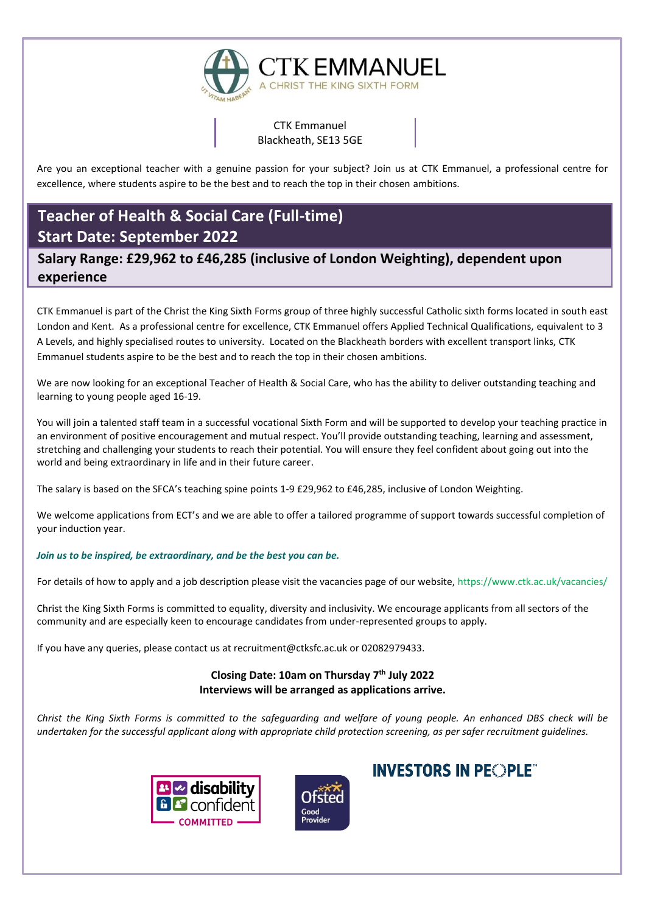CTK EMMANUEL

A CHRIST THE KING SIXTH FORM

CTK Emmanuel
Blackheath, SE13 5GE

Are you an exceptional teacher with a genuine passion for your subject? Join us at CTK Emmanuel, a professional centre for excellence, where students aspire to be the best and to reach the top in their chosen ambitions.

## Teacher of Health & Social Care (Full-time)
## Start Date: September 2022

### Salary Range: £29,962 to £46,285 (inclusive of London Weighting), dependent upon experience

CTK Emmanuel is part of the Christ the King Sixth Forms group of three highly successful Catholic sixth forms located in south east London and Kent. As a professional centre for excellence, CTK Emmanuel offers Applied Technical Qualifications, equivalent to 3 A Levels, and highly specialised routes to university. Located on the Blackheath borders with excellent transport links, CTK Emmanuel students aspire to be the best and to reach the top in their chosen ambitions.

We are now looking for an exceptional Teacher of Health & Social Care, who has the ability to deliver outstanding teaching and learning to young people aged 16-19.

You will join a talented staff team in a successful vocational Sixth Form and will be supported to develop your teaching practice in an environment of positive encouragement and mutual respect. You'll provide outstanding teaching, learning and assessment, stretching and challenging your students to reach their potential. You will ensure they feel confident about going out into the world and being extraordinary in life and in their future career.

The salary is based on the SFCA's teaching spine points 1-9 £29,962 to £46,285, inclusive of London Weighting.

We welcome applications from ECT's and we are able to offer a tailored programme of support towards successful completion of your induction year.

***Join us to be inspired, be extraordinary, and be the best you can be.***

For details of how to apply and a job description please visit the vacancies page of our website, https://www.ctk.ac.uk/vacancies/

Christ the King Sixth Forms is committed to equality, diversity and inclusivity. We encourage applicants from all sectors of the community and are especially keen to encourage candidates from under-represented groups to apply.

If you have any queries, please contact us at recruitment@ctksfc.ac.uk or 02082979433.

**Closing Date: 10am on Thursday 7th July 2022**
**Interviews will be arranged as applications arrive.**

*Christ the King Sixth Forms is committed to the safeguarding and welfare of young people. An enhanced DBS check will be undertaken for the successful applicant along with appropriate child protection screening, as per safer recruitment guidelines.*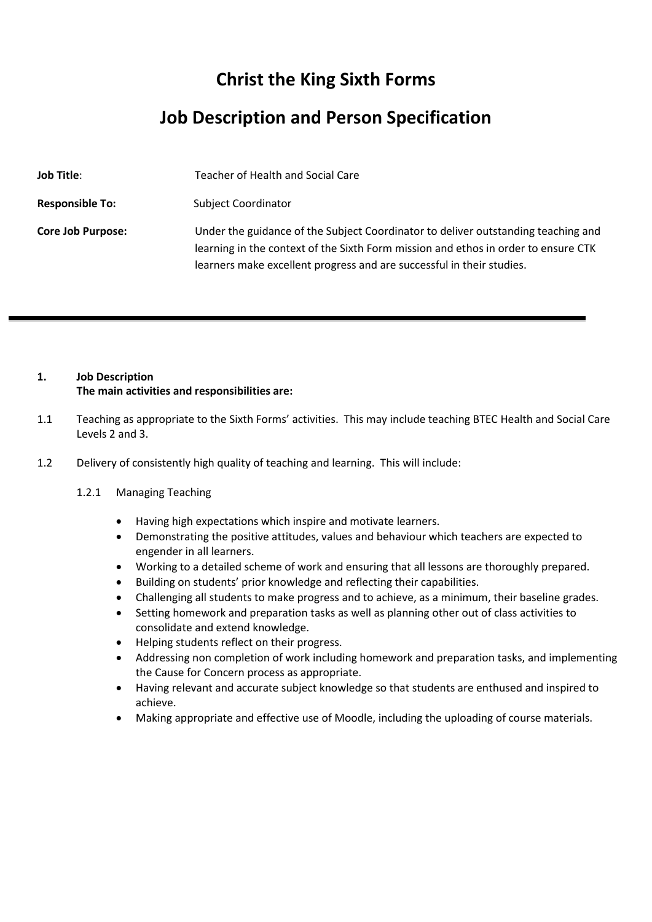# Christ the King Sixth Forms

# Job Description and Person Specification

| | |
|---|---|
| **Job Title**: | Teacher of Health and Social Care |
| **Responsible To:** | Subject Coordinator |
| **Core Job Purpose:** | Under the guidance of the Subject Coordinator to deliver outstanding teaching and learning in the context of the Sixth Form mission and ethos in order to ensure CTK learners make excellent progress and are successful in their studies. |

---

**1. Job Description**
**The main activities and responsibilities are:**

1.1 Teaching as appropriate to the Sixth Forms' activities. This may include teaching BTEC Health and Social Care Levels 2 and 3.

1.2 Delivery of consistently high quality of teaching and learning. This will include:

1.2.1 Managing Teaching

- Having high expectations which inspire and motivate learners.
- Demonstrating the positive attitudes, values and behaviour which teachers are expected to engender in all learners.
- Working to a detailed scheme of work and ensuring that all lessons are thoroughly prepared.
- Building on students' prior knowledge and reflecting their capabilities.
- Challenging all students to make progress and to achieve, as a minimum, their baseline grades.
- Setting homework and preparation tasks as well as planning other out of class activities to consolidate and extend knowledge.
- Helping students reflect on their progress.
- Addressing non completion of work including homework and preparation tasks, and implementing the Cause for Concern process as appropriate.
- Having relevant and accurate subject knowledge so that students are enthused and inspired to achieve.
- Making appropriate and effective use of Moodle, including the uploading of course materials.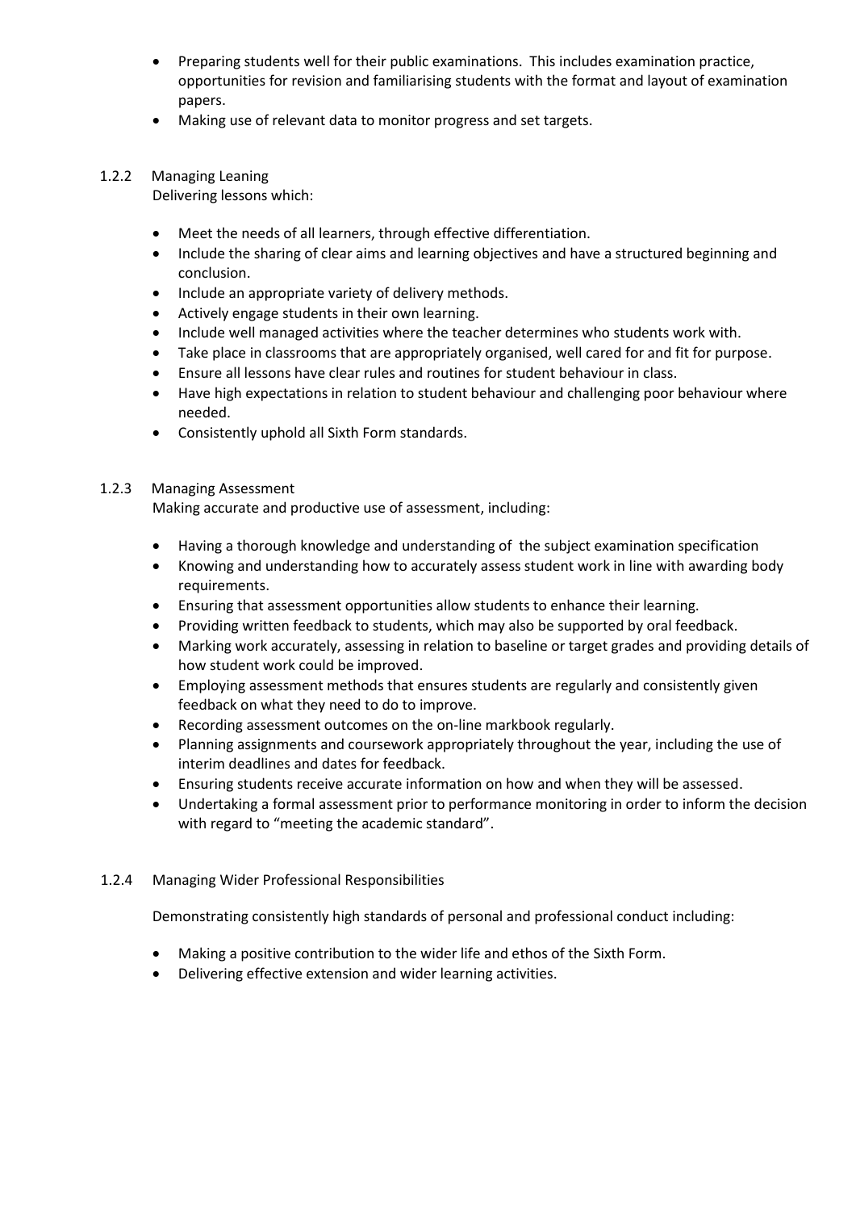- Preparing students well for their public examinations. This includes examination practice, opportunities for revision and familiarising students with the format and layout of examination papers.
- Making use of relevant data to monitor progress and set targets.

### 1.2.2 Managing Leaning

Delivering lessons which:

- Meet the needs of all learners, through effective differentiation.
- Include the sharing of clear aims and learning objectives and have a structured beginning and conclusion.
- Include an appropriate variety of delivery methods.
- Actively engage students in their own learning.
- Include well managed activities where the teacher determines who students work with.
- Take place in classrooms that are appropriately organised, well cared for and fit for purpose.
- Ensure all lessons have clear rules and routines for student behaviour in class.
- Have high expectations in relation to student behaviour and challenging poor behaviour where needed.
- Consistently uphold all Sixth Form standards.

### 1.2.3 Managing Assessment

Making accurate and productive use of assessment, including:

- Having a thorough knowledge and understanding of the subject examination specification
- Knowing and understanding how to accurately assess student work in line with awarding body requirements.
- Ensuring that assessment opportunities allow students to enhance their learning.
- Providing written feedback to students, which may also be supported by oral feedback.
- Marking work accurately, assessing in relation to baseline or target grades and providing details of how student work could be improved.
- Employing assessment methods that ensures students are regularly and consistently given feedback on what they need to do to improve.
- Recording assessment outcomes on the on-line markbook regularly.
- Planning assignments and coursework appropriately throughout the year, including the use of interim deadlines and dates for feedback.
- Ensuring students receive accurate information on how and when they will be assessed.
- Undertaking a formal assessment prior to performance monitoring in order to inform the decision with regard to "meeting the academic standard".

### 1.2.4 Managing Wider Professional Responsibilities

Demonstrating consistently high standards of personal and professional conduct including:

- Making a positive contribution to the wider life and ethos of the Sixth Form.
- Delivering effective extension and wider learning activities.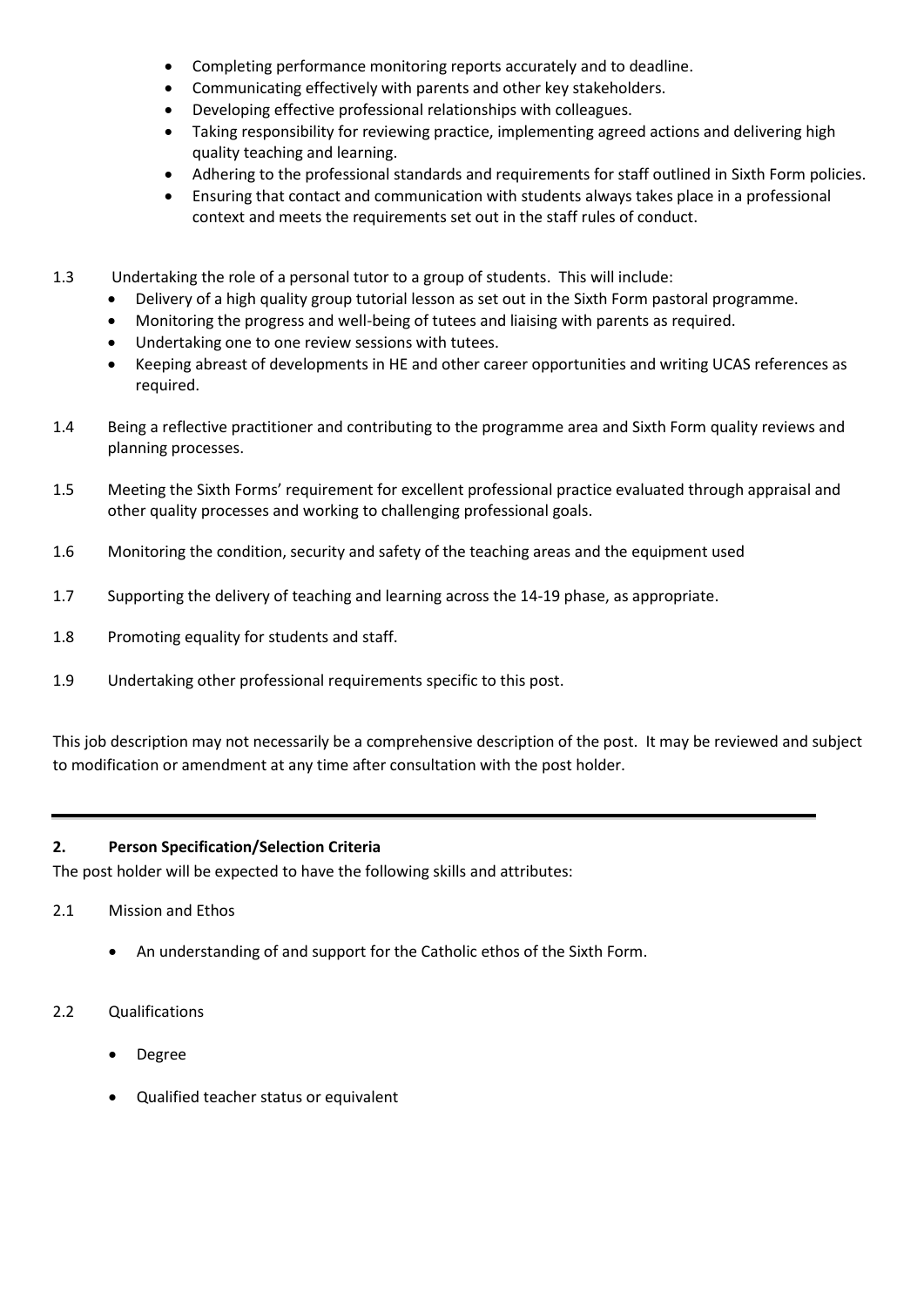- Completing performance monitoring reports accurately and to deadline.
- Communicating effectively with parents and other key stakeholders.
- Developing effective professional relationships with colleagues.
- Taking responsibility for reviewing practice, implementing agreed actions and delivering high quality teaching and learning.
- Adhering to the professional standards and requirements for staff outlined in Sixth Form policies.
- Ensuring that contact and communication with students always takes place in a professional context and meets the requirements set out in the staff rules of conduct.

1.3 Undertaking the role of a personal tutor to a group of students. This will include:
- Delivery of a high quality group tutorial lesson as set out in the Sixth Form pastoral programme.
- Monitoring the progress and well-being of tutees and liaising with parents as required.
- Undertaking one to one review sessions with tutees.
- Keeping abreast of developments in HE and other career opportunities and writing UCAS references as required.

1.4 Being a reflective practitioner and contributing to the programme area and Sixth Form quality reviews and planning processes.

1.5 Meeting the Sixth Forms' requirement for excellent professional practice evaluated through appraisal and other quality processes and working to challenging professional goals.

1.6 Monitoring the condition, security and safety of the teaching areas and the equipment used

1.7 Supporting the delivery of teaching and learning across the 14-19 phase, as appropriate.

1.8 Promoting equality for students and staff.

1.9 Undertaking other professional requirements specific to this post.

This job description may not necessarily be a comprehensive description of the post. It may be reviewed and subject to modification or amendment at any time after consultation with the post holder.

---

## 2. Person Specification/Selection Criteria

The post holder will be expected to have the following skills and attributes:

2.1 Mission and Ethos

- An understanding of and support for the Catholic ethos of the Sixth Form.

2.2 Qualifications

- Degree
- Qualified teacher status or equivalent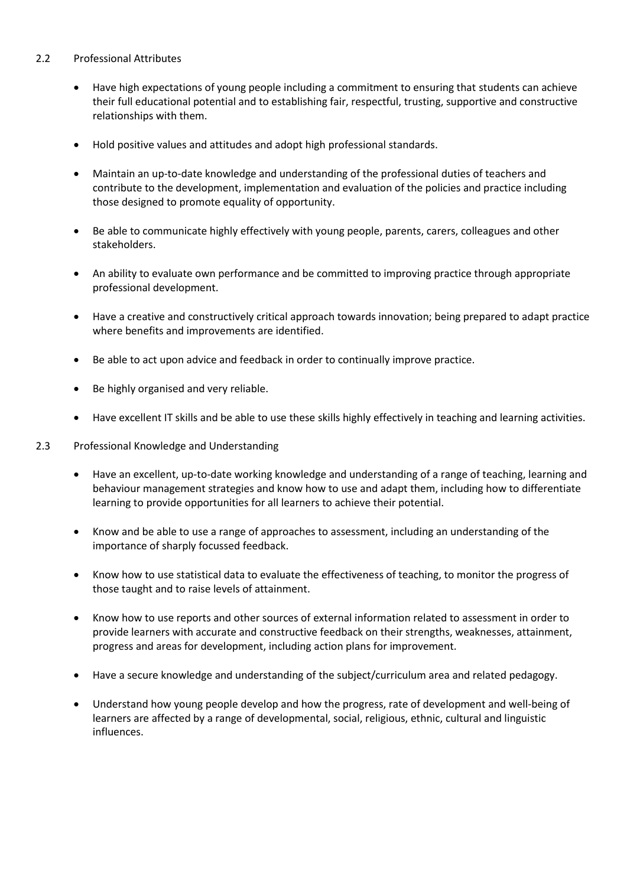## 2.2 Professional Attributes

- Have high expectations of young people including a commitment to ensuring that students can achieve their full educational potential and to establishing fair, respectful, trusting, supportive and constructive relationships with them.
- Hold positive values and attitudes and adopt high professional standards.
- Maintain an up-to-date knowledge and understanding of the professional duties of teachers and contribute to the development, implementation and evaluation of the policies and practice including those designed to promote equality of opportunity.
- Be able to communicate highly effectively with young people, parents, carers, colleagues and other stakeholders.
- An ability to evaluate own performance and be committed to improving practice through appropriate professional development.
- Have a creative and constructively critical approach towards innovation; being prepared to adapt practice where benefits and improvements are identified.
- Be able to act upon advice and feedback in order to continually improve practice.
- Be highly organised and very reliable.
- Have excellent IT skills and be able to use these skills highly effectively in teaching and learning activities.

## 2.3 Professional Knowledge and Understanding

- Have an excellent, up-to-date working knowledge and understanding of a range of teaching, learning and behaviour management strategies and know how to use and adapt them, including how to differentiate learning to provide opportunities for all learners to achieve their potential.
- Know and be able to use a range of approaches to assessment, including an understanding of the importance of sharply focussed feedback.
- Know how to use statistical data to evaluate the effectiveness of teaching, to monitor the progress of those taught and to raise levels of attainment.
- Know how to use reports and other sources of external information related to assessment in order to provide learners with accurate and constructive feedback on their strengths, weaknesses, attainment, progress and areas for development, including action plans for improvement.
- Have a secure knowledge and understanding of the subject/curriculum area and related pedagogy.
- Understand how young people develop and how the progress, rate of development and well-being of learners are affected by a range of developmental, social, religious, ethnic, cultural and linguistic influences.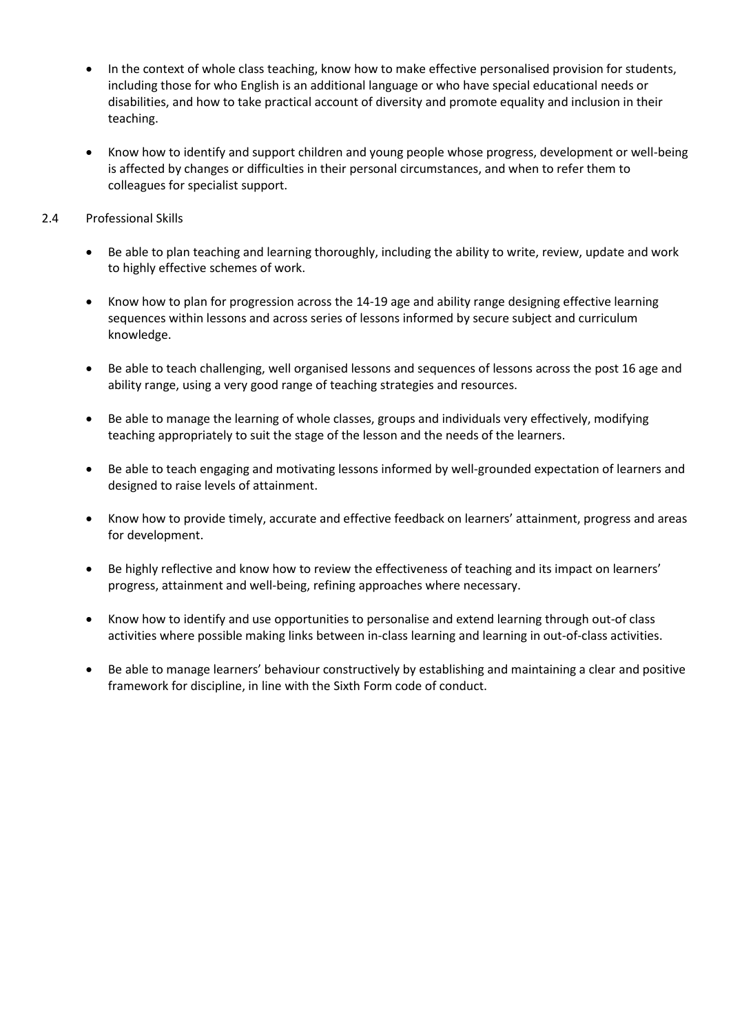- In the context of whole class teaching, know how to make effective personalised provision for students, including those for who English is an additional language or who have special educational needs or disabilities, and how to take practical account of diversity and promote equality and inclusion in their teaching.

- Know how to identify and support children and young people whose progress, development or well-being is affected by changes or difficulties in their personal circumstances, and when to refer them to colleagues for specialist support.

2.4 Professional Skills

- Be able to plan teaching and learning thoroughly, including the ability to write, review, update and work to highly effective schemes of work.

- Know how to plan for progression across the 14-19 age and ability range designing effective learning sequences within lessons and across series of lessons informed by secure subject and curriculum knowledge.

- Be able to teach challenging, well organised lessons and sequences of lessons across the post 16 age and ability range, using a very good range of teaching strategies and resources.

- Be able to manage the learning of whole classes, groups and individuals very effectively, modifying teaching appropriately to suit the stage of the lesson and the needs of the learners.

- Be able to teach engaging and motivating lessons informed by well-grounded expectation of learners and designed to raise levels of attainment.

- Know how to provide timely, accurate and effective feedback on learners' attainment, progress and areas for development.

- Be highly reflective and know how to review the effectiveness of teaching and its impact on learners' progress, attainment and well-being, refining approaches where necessary.

- Know how to identify and use opportunities to personalise and extend learning through out-of class activities where possible making links between in-class learning and learning in out-of-class activities.

- Be able to manage learners' behaviour constructively by establishing and maintaining a clear and positive framework for discipline, in line with the Sixth Form code of conduct.